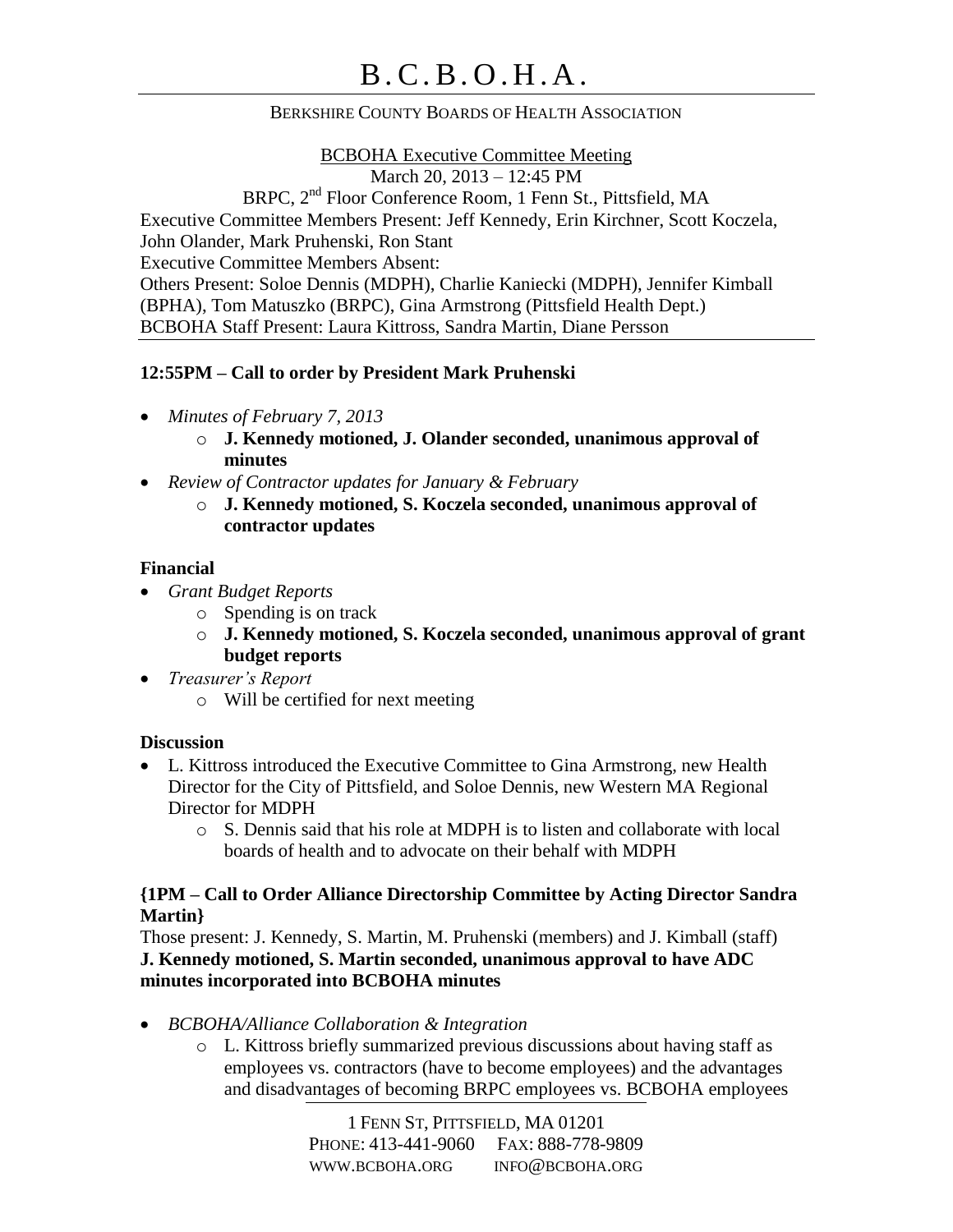# B.C.B.O.H.A.

BERKSHIRE COUNTY BOARDS OF HEALTH ASSOCIATION

BCBOHA Executive Committee Meeting
March 20, 2013 – 12:45 PM
BRPC, 2nd Floor Conference Room, 1 Fenn St., Pittsfield, MA

Executive Committee Members Present: Jeff Kennedy, Erin Kirchner, Scott Koczela, John Olander, Mark Pruhenski, Ron Stant
Executive Committee Members Absent:
Others Present: Soloe Dennis (MDPH), Charlie Kaniecki (MDPH), Jennifer Kimball (BPHA), Tom Matuszko (BRPC), Gina Armstrong (Pittsfield Health Dept.)
BCBOHA Staff Present: Laura Kittross, Sandra Martin, Diane Persson

---

**12:55PM – Call to order by President Mark Pruhenski**

- *Minutes of February 7, 2013*
  - **J. Kennedy motioned, J. Olander seconded, unanimous approval of minutes**
- *Review of Contractor updates for January & February*
  - **J. Kennedy motioned, S. Koczela seconded, unanimous approval of contractor updates**

**Financial**

- *Grant Budget Reports*
  - Spending is on track
  - **J. Kennedy motioned, S. Koczela seconded, unanimous approval of grant budget reports**
- *Treasurer's Report*
  - Will be certified for next meeting

**Discussion**

- L. Kittross introduced the Executive Committee to Gina Armstrong, new Health Director for the City of Pittsfield, and Soloe Dennis, new Western MA Regional Director for MDPH
  - S. Dennis said that his role at MDPH is to listen and collaborate with local boards of health and to advocate on their behalf with MDPH

**{1PM – Call to Order Alliance Directorship Committee by Acting Director Sandra Martin}**

Those present: J. Kennedy, S. Martin, M. Pruhenski (members) and J. Kimball (staff)
**J. Kennedy motioned, S. Martin seconded, unanimous approval to have ADC minutes incorporated into BCBOHA minutes**

- *BCBOHA/Alliance Collaboration & Integration*
  - L. Kittross briefly summarized previous discussions about having staff as employees vs. contractors (have to become employees) and the advantages and disadvantages of becoming BRPC employees vs. BCBOHA employees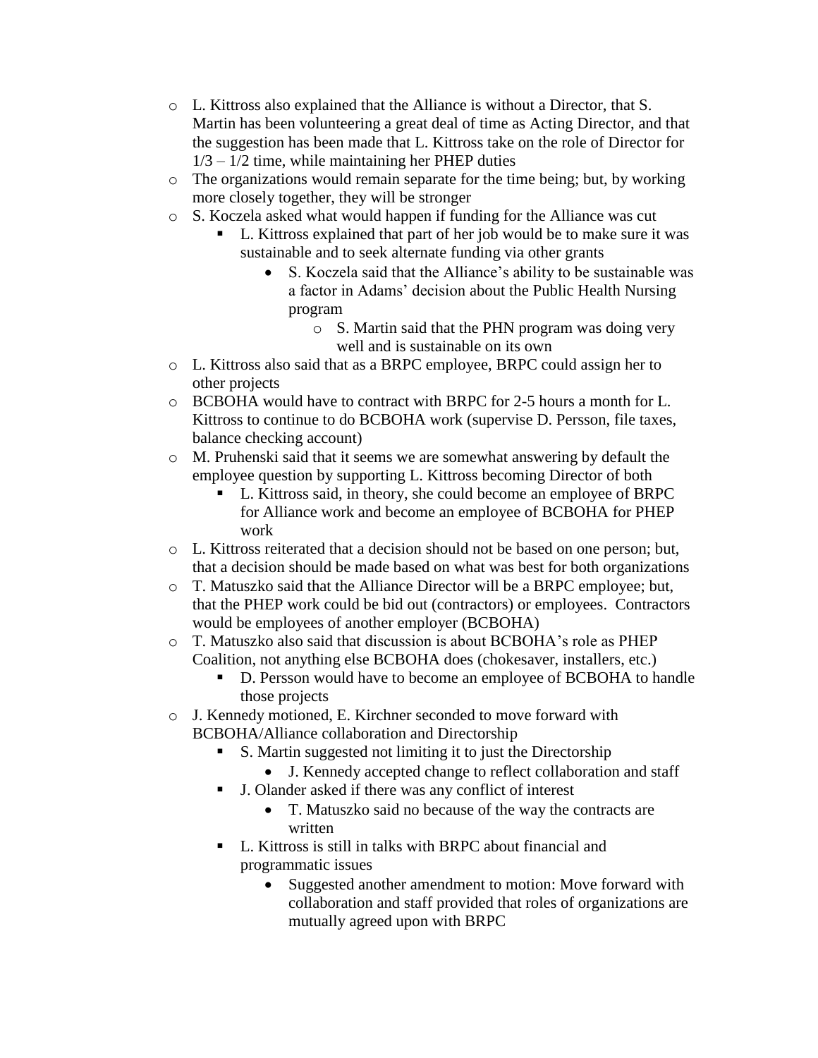- L. Kittross also explained that the Alliance is without a Director, that S. Martin has been volunteering a great deal of time as Acting Director, and that the suggestion has been made that L. Kittross take on the role of Director for 1/3 – 1/2 time, while maintaining her PHEP duties
- The organizations would remain separate for the time being; but, by working more closely together, they will be stronger
- S. Koczela asked what would happen if funding for the Alliance was cut
  - L. Kittross explained that part of her job would be to make sure it was sustainable and to seek alternate funding via other grants
    - S. Koczela said that the Alliance's ability to be sustainable was a factor in Adams' decision about the Public Health Nursing program
      - S. Martin said that the PHN program was doing very well and is sustainable on its own
- L. Kittross also said that as a BRPC employee, BRPC could assign her to other projects
- BCBOHA would have to contract with BRPC for 2-5 hours a month for L. Kittross to continue to do BCBOHA work (supervise D. Persson, file taxes, balance checking account)
- M. Pruhenski said that it seems we are somewhat answering by default the employee question by supporting L. Kittross becoming Director of both
  - L. Kittross said, in theory, she could become an employee of BRPC for Alliance work and become an employee of BCBOHA for PHEP work
- L. Kittross reiterated that a decision should not be based on one person; but, that a decision should be made based on what was best for both organizations
- T. Matuszko said that the Alliance Director will be a BRPC employee; but, that the PHEP work could be bid out (contractors) or employees. Contractors would be employees of another employer (BCBOHA)
- T. Matuszko also said that discussion is about BCBOHA's role as PHEP Coalition, not anything else BCBOHA does (chokesaver, installers, etc.)
  - D. Persson would have to become an employee of BCBOHA to handle those projects
- J. Kennedy motioned, E. Kirchner seconded to move forward with BCBOHA/Alliance collaboration and Directorship
  - S. Martin suggested not limiting it to just the Directorship
    - J. Kennedy accepted change to reflect collaboration and staff
  - J. Olander asked if there was any conflict of interest
    - T. Matuszko said no because of the way the contracts are written
  - L. Kittross is still in talks with BRPC about financial and programmatic issues
    - Suggested another amendment to motion: Move forward with collaboration and staff provided that roles of organizations are mutually agreed upon with BRPC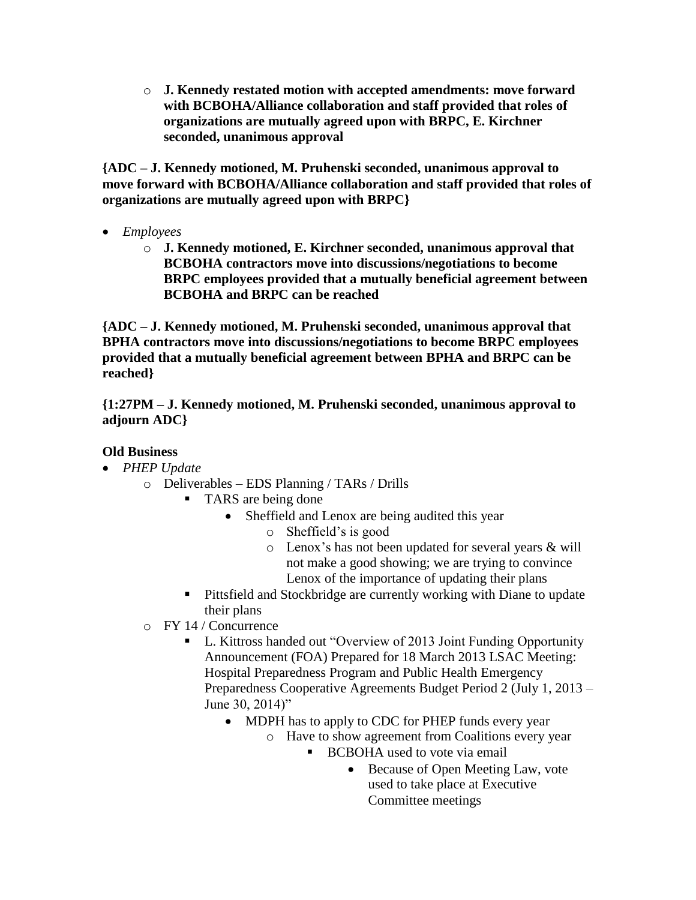- **J. Kennedy restated motion with accepted amendments: move forward with BCBOHA/Alliance collaboration and staff provided that roles of organizations are mutually agreed upon with BRPC, E. Kirchner seconded, unanimous approval**

**{ADC – J. Kennedy motioned, M. Pruhenski seconded, unanimous approval to move forward with BCBOHA/Alliance collaboration and staff provided that roles of organizations are mutually agreed upon with BRPC}**

- *Employees*
  - **J. Kennedy motioned, E. Kirchner seconded, unanimous approval that BCBOHA contractors move into discussions/negotiations to become BRPC employees provided that a mutually beneficial agreement between BCBOHA and BRPC can be reached**

**{ADC – J. Kennedy motioned, M. Pruhenski seconded, unanimous approval that BPHA contractors move into discussions/negotiations to become BRPC employees provided that a mutually beneficial agreement between BPHA and BRPC can be reached}**

**{1:27PM – J. Kennedy motioned, M. Pruhenski seconded, unanimous approval to adjourn ADC}**

**Old Business**

- *PHEP Update*
  - Deliverables – EDS Planning / TARs / Drills
    - TARS are being done
      - Sheffield and Lenox are being audited this year
        - Sheffield's is good
        - Lenox's has not been updated for several years & will not make a good showing; we are trying to convince Lenox of the importance of updating their plans
    - Pittsfield and Stockbridge are currently working with Diane to update their plans
  - FY 14 / Concurrence
    - L. Kittross handed out "Overview of 2013 Joint Funding Opportunity Announcement (FOA) Prepared for 18 March 2013 LSAC Meeting: Hospital Preparedness Program and Public Health Emergency Preparedness Cooperative Agreements Budget Period 2 (July 1, 2013 – June 30, 2014)"
      - MDPH has to apply to CDC for PHEP funds every year
        - Have to show agreement from Coalitions every year
          - BCBOHA used to vote via email
            - Because of Open Meeting Law, vote used to take place at Executive Committee meetings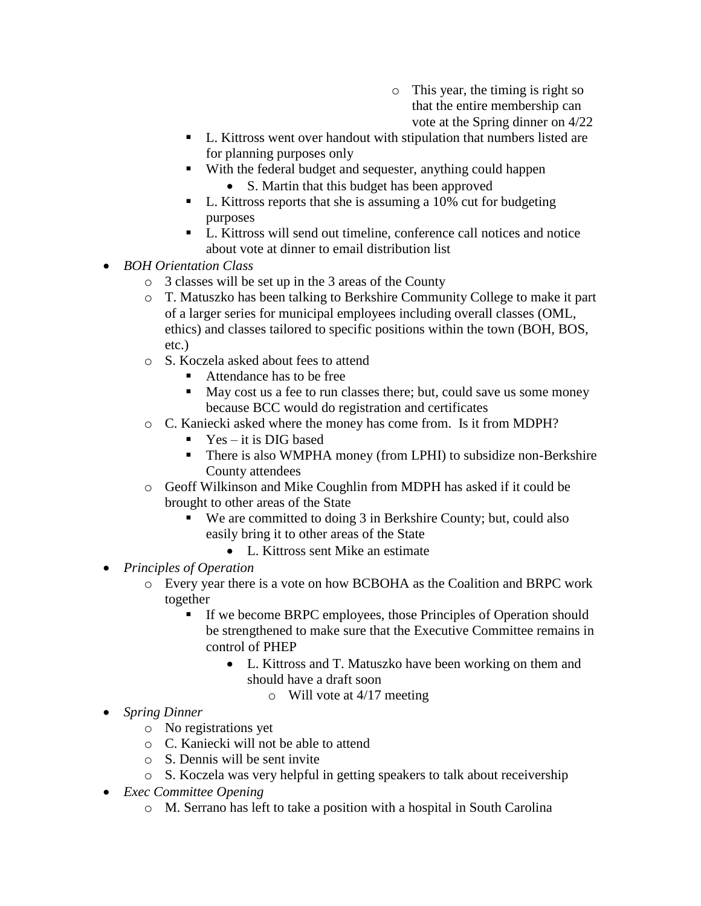- This year, the timing is right so that the entire membership can vote at the Spring dinner on 4/22
    - L. Kittross went over handout with stipulation that numbers listed are for planning purposes only
    - With the federal budget and sequester, anything could happen
      - S. Martin that this budget has been approved
    - L. Kittross reports that she is assuming a 10% cut for budgeting purposes
    - L. Kittross will send out timeline, conference call notices and notice about vote at dinner to email distribution list
- *BOH Orientation Class*
  - 3 classes will be set up in the 3 areas of the County
  - T. Matuszko has been talking to Berkshire Community College to make it part of a larger series for municipal employees including overall classes (OML, ethics) and classes tailored to specific positions within the town (BOH, BOS, etc.)
  - S. Koczela asked about fees to attend
    - Attendance has to be free
    - May cost us a fee to run classes there; but, could save us some money because BCC would do registration and certificates
  - C. Kaniecki asked where the money has come from. Is it from MDPH?
    - Yes – it is DIG based
    - There is also WMPHA money (from LPHI) to subsidize non-Berkshire County attendees
  - Geoff Wilkinson and Mike Coughlin from MDPH has asked if it could be brought to other areas of the State
    - We are committed to doing 3 in Berkshire County; but, could also easily bring it to other areas of the State
      - L. Kittross sent Mike an estimate
- *Principles of Operation*
  - Every year there is a vote on how BCBOHA as the Coalition and BRPC work together
    - If we become BRPC employees, those Principles of Operation should be strengthened to make sure that the Executive Committee remains in control of PHEP
      - L. Kittross and T. Matuszko have been working on them and should have a draft soon
        - Will vote at 4/17 meeting
- *Spring Dinner*
  - No registrations yet
  - C. Kaniecki will not be able to attend
  - S. Dennis will be sent invite
  - S. Koczela was very helpful in getting speakers to talk about receivership
- *Exec Committee Opening*
  - M. Serrano has left to take a position with a hospital in South Carolina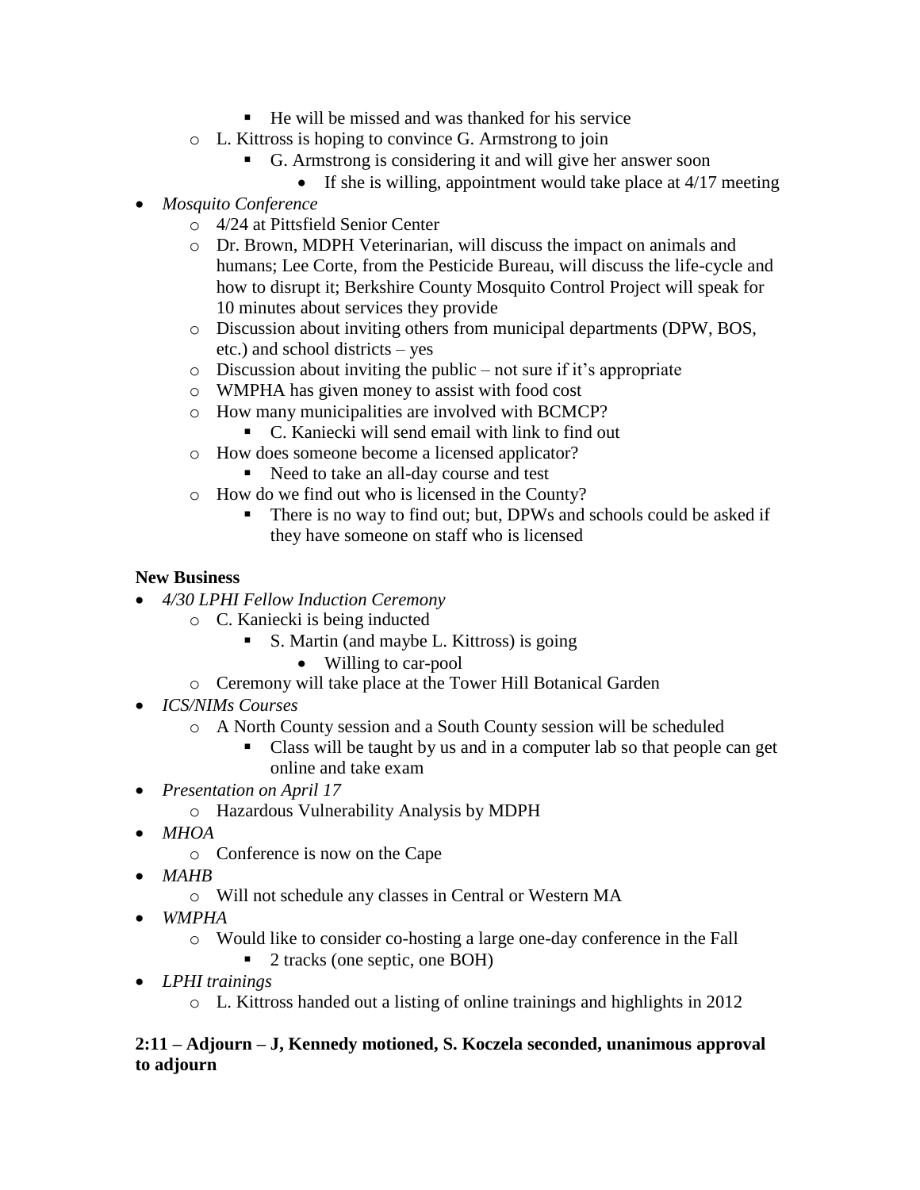- He will be missed and was thanked for his service
    - L. Kittross is hoping to convince G. Armstrong to join
        - G. Armstrong is considering it and will give her answer soon
            - If she is willing, appointment would take place at 4/17 meeting
- *Mosquito Conference*
    - 4/24 at Pittsfield Senior Center
    - Dr. Brown, MDPH Veterinarian, will discuss the impact on animals and humans; Lee Corte, from the Pesticide Bureau, will discuss the life-cycle and how to disrupt it; Berkshire County Mosquito Control Project will speak for 10 minutes about services they provide
    - Discussion about inviting others from municipal departments (DPW, BOS, etc.) and school districts – yes
    - Discussion about inviting the public – not sure if it's appropriate
    - WMPHA has given money to assist with food cost
    - How many municipalities are involved with BCMCP?
        - C. Kaniecki will send email with link to find out
    - How does someone become a licensed applicator?
        - Need to take an all-day course and test
    - How do we find out who is licensed in the County?
        - There is no way to find out; but, DPWs and schools could be asked if they have someone on staff who is licensed

**New Business**

- *4/30 LPHI Fellow Induction Ceremony*
    - C. Kaniecki is being inducted
        - S. Martin (and maybe L. Kittross) is going
            - Willing to car-pool
    - Ceremony will take place at the Tower Hill Botanical Garden
- *ICS/NIMs Courses*
    - A North County session and a South County session will be scheduled
        - Class will be taught by us and in a computer lab so that people can get online and take exam
- *Presentation on April 17*
    - Hazardous Vulnerability Analysis by MDPH
- *MHOA*
    - Conference is now on the Cape
- *MAHB*
    - Will not schedule any classes in Central or Western MA
- *WMPHA*
    - Would like to consider co-hosting a large one-day conference in the Fall
        - 2 tracks (one septic, one BOH)
- *LPHI trainings*
    - L. Kittross handed out a listing of online trainings and highlights in 2012

**2:11 – Adjourn – J, Kennedy motioned, S. Koczela seconded, unanimous approval to adjourn**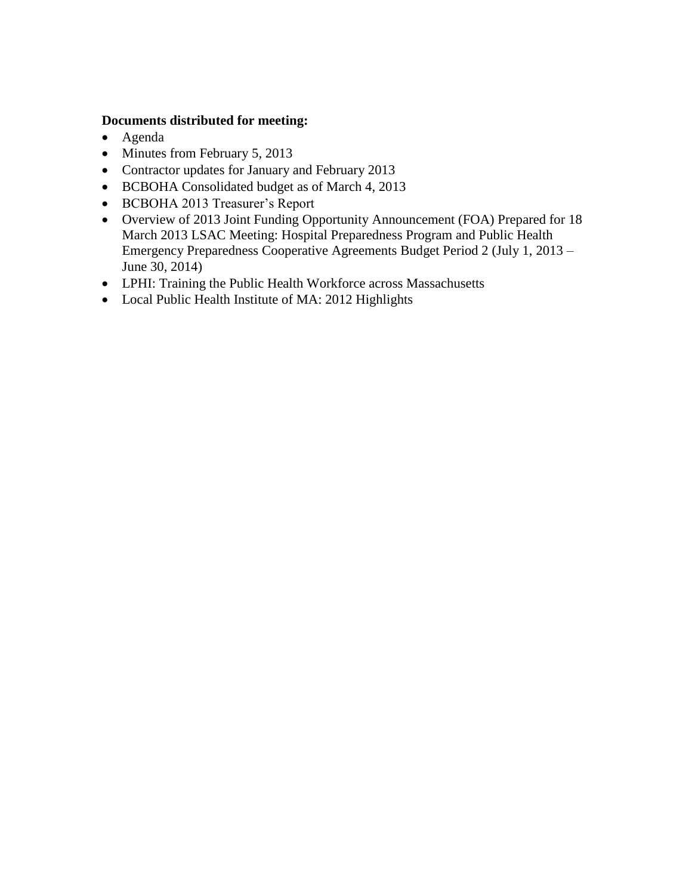**Documents distributed for meeting:**

- Agenda
- Minutes from February 5, 2013
- Contractor updates for January and February 2013
- BCBOHA Consolidated budget as of March 4, 2013
- BCBOHA 2013 Treasurer's Report
- Overview of 2013 Joint Funding Opportunity Announcement (FOA) Prepared for 18 March 2013 LSAC Meeting: Hospital Preparedness Program and Public Health Emergency Preparedness Cooperative Agreements Budget Period 2 (July 1, 2013 – June 30, 2014)
- LPHI: Training the Public Health Workforce across Massachusetts
- Local Public Health Institute of MA: 2012 Highlights